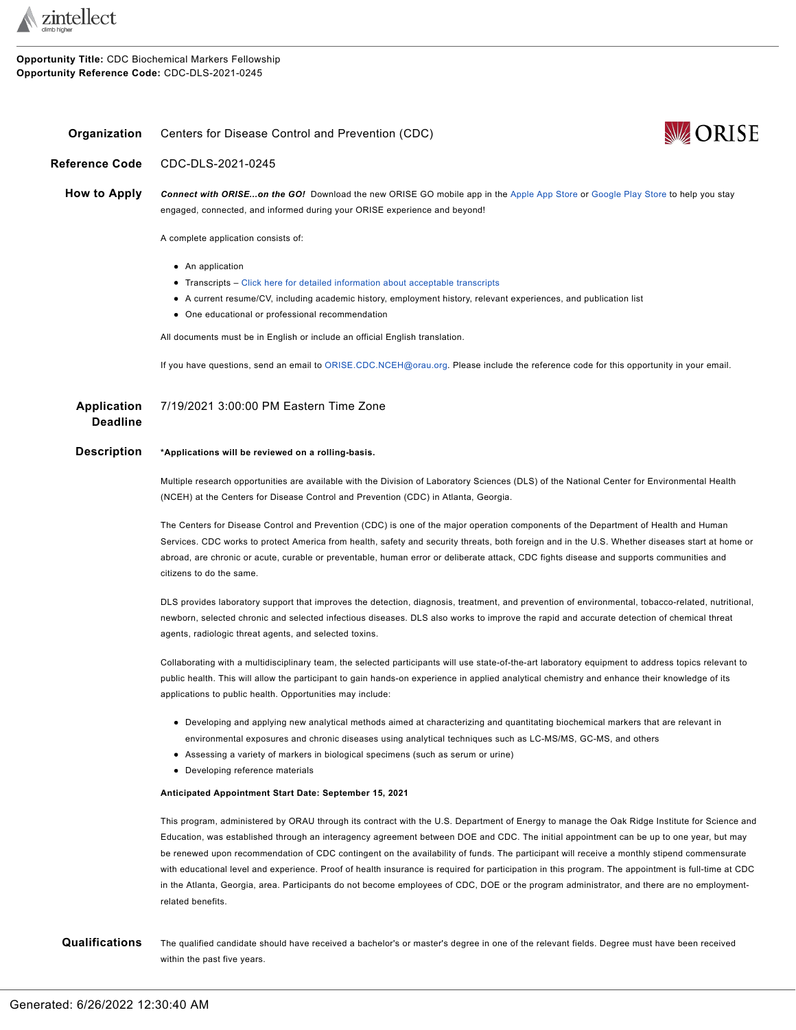**Opportunity Title:** CDC Biochemical Markers Fellowship
**Opportunity Reference Code:** CDC-DLS-2021-0245

**Organization** Centers for Disease Control and Prevention (CDC)

**Reference Code** CDC-DLS-2021-0245

**How to Apply**

***Connect with ORISE...on the GO!*** Download the new ORISE GO mobile app in the Apple App Store or Google Play Store to help you stay engaged, connected, and informed during your ORISE experience and beyond!

A complete application consists of:

- An application
- Transcripts – Click here for detailed information about acceptable transcripts
- A current resume/CV, including academic history, employment history, relevant experiences, and publication list
- One educational or professional recommendation

All documents must be in English or include an official English translation.

If you have questions, send an email to ORISE.CDC.NCEH@orau.org. Please include the reference code for this opportunity in your email.

**Application Deadline** 7/19/2021 3:00:00 PM Eastern Time Zone

**Description**

***Applications will be reviewed on a rolling-basis.**

Multiple research opportunities are available with the Division of Laboratory Sciences (DLS) of the National Center for Environmental Health (NCEH) at the Centers for Disease Control and Prevention (CDC) in Atlanta, Georgia.

The Centers for Disease Control and Prevention (CDC) is one of the major operation components of the Department of Health and Human Services. CDC works to protect America from health, safety and security threats, both foreign and in the U.S. Whether diseases start at home or abroad, are chronic or acute, curable or preventable, human error or deliberate attack, CDC fights disease and supports communities and citizens to do the same.

DLS provides laboratory support that improves the detection, diagnosis, treatment, and prevention of environmental, tobacco-related, nutritional, newborn, selected chronic and selected infectious diseases. DLS also works to improve the rapid and accurate detection of chemical threat agents, radiologic threat agents, and selected toxins.

Collaborating with a multidisciplinary team, the selected participants will use state-of-the-art laboratory equipment to address topics relevant to public health. This will allow the participant to gain hands-on experience in applied analytical chemistry and enhance their knowledge of its applications to public health. Opportunities may include:

- Developing and applying new analytical methods aimed at characterizing and quantitating biochemical markers that are relevant in environmental exposures and chronic diseases using analytical techniques such as LC-MS/MS, GC-MS, and others
- Assessing a variety of markers in biological specimens (such as serum or urine)
- Developing reference materials

**Anticipated Appointment Start Date: September 15, 2021**

This program, administered by ORAU through its contract with the U.S. Department of Energy to manage the Oak Ridge Institute for Science and Education, was established through an interagency agreement between DOE and CDC. The initial appointment can be up to one year, but may be renewed upon recommendation of CDC contingent on the availability of funds. The participant will receive a monthly stipend commensurate with educational level and experience. Proof of health insurance is required for participation in this program. The appointment is full-time at CDC in the Atlanta, Georgia, area. Participants do not become employees of CDC, DOE or the program administrator, and there are no employment-related benefits.

**Qualifications**

The qualified candidate should have received a bachelor's or master's degree in one of the relevant fields. Degree must have been received within the past five years.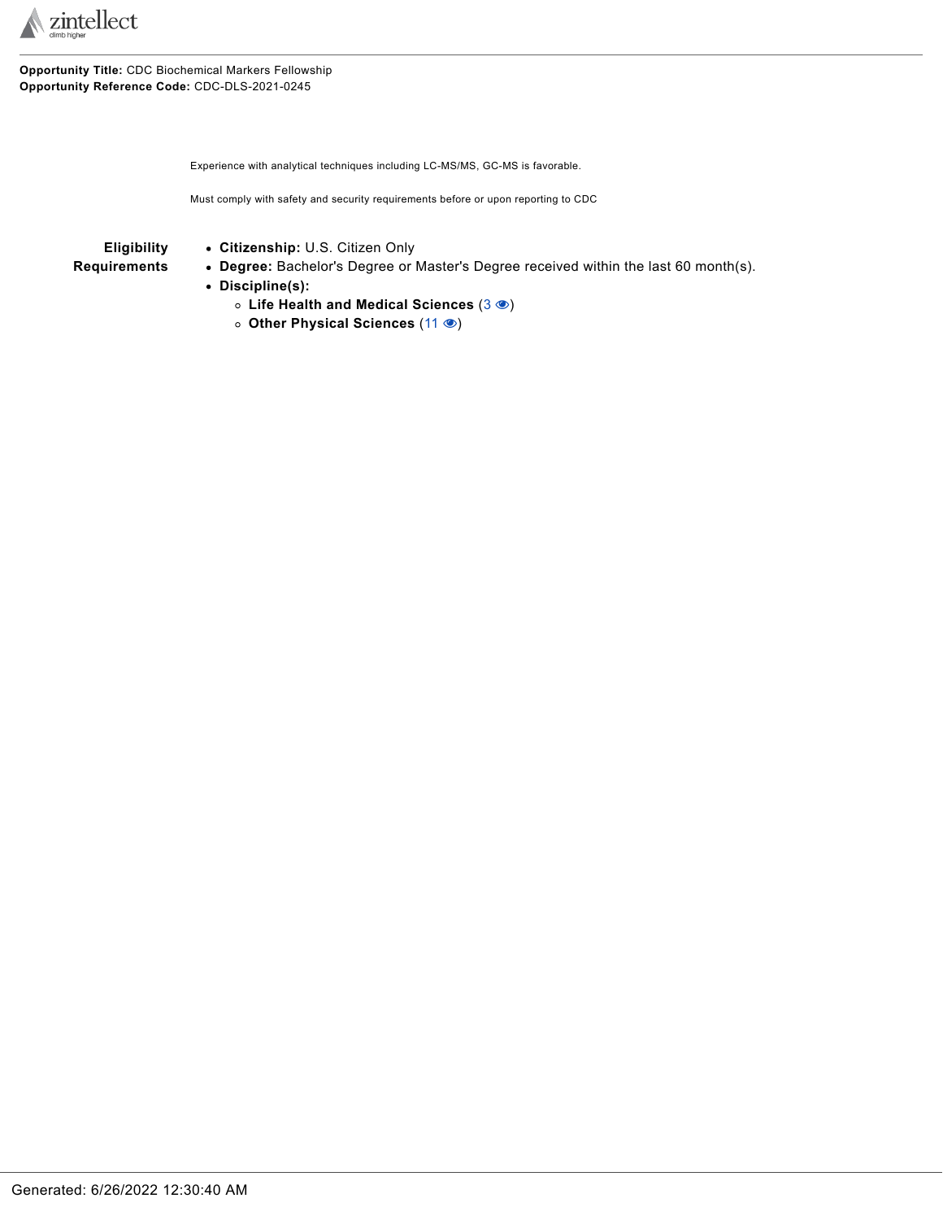Experience with analytical techniques including LC-MS/MS, GC-MS is favorable.

Must comply with safety and security requirements before or upon reporting to CDC

**Eligibility Requirements**

- **Citizenship:** U.S. Citizen Only
- **Degree:** Bachelor's Degree or Master's Degree received within the last 60 month(s).
- **Discipline(s):**
  - **Life Health and Medical Sciences** (3)
  - **Other Physical Sciences** (11)